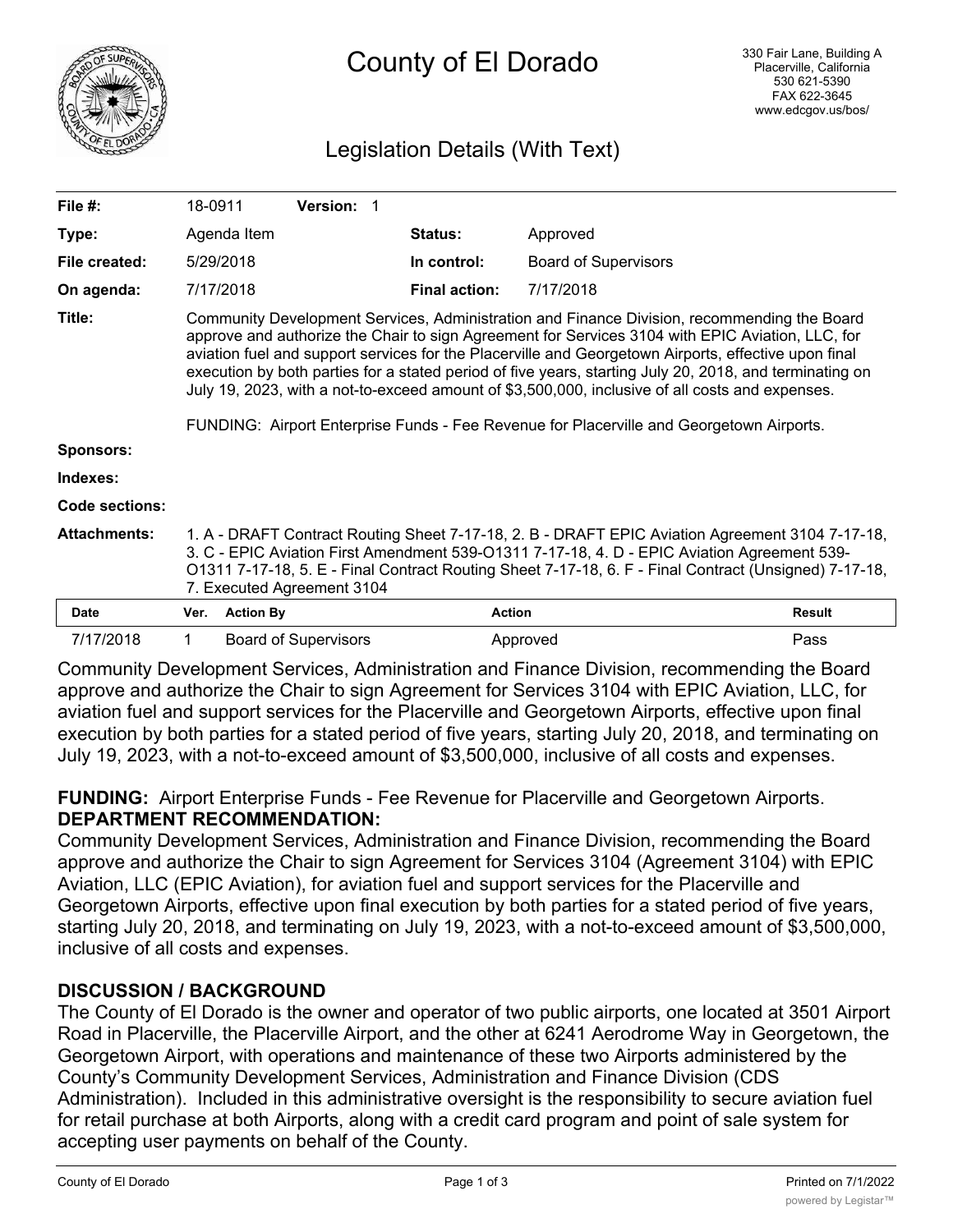# County of El Dorado

330 Fair Lane, Building A
Placerville, California
530 621-5390
FAX 622-3645
www.edcgov.us/bos/

## Legislation Details (With Text)

| | | | |
|---|---|---|---|
| **File #:** | 18-0911 **Version:** 1 | | |
| **Type:** | Agenda Item | **Status:** | Approved |
| **File created:** | 5/29/2018 | **In control:** | Board of Supervisors |
| **On agenda:** | 7/17/2018 | **Final action:** | 7/17/2018 |

**Title:** Community Development Services, Administration and Finance Division, recommending the Board approve and authorize the Chair to sign Agreement for Services 3104 with EPIC Aviation, LLC, for aviation fuel and support services for the Placerville and Georgetown Airports, effective upon final execution by both parties for a stated period of five years, starting July 20, 2018, and terminating on July 19, 2023, with a not-to-exceed amount of $3,500,000, inclusive of all costs and expenses.

FUNDING: Airport Enterprise Funds - Fee Revenue for Placerville and Georgetown Airports.

**Sponsors:**

**Indexes:**

**Code sections:**

**Attachments:** 1. A - DRAFT Contract Routing Sheet 7-17-18, 2. B - DRAFT EPIC Aviation Agreement 3104 7-17-18, 3. C - EPIC Aviation First Amendment 539-O1311 7-17-18, 4. D - EPIC Aviation Agreement 539-O1311 7-17-18, 5. E - Final Contract Routing Sheet 7-17-18, 6. F - Final Contract (Unsigned) 7-17-18, 7. Executed Agreement 3104

| Date | Ver. | Action By | Action | Result |
|---|---|---|---|---|
| 7/17/2018 | 1 | Board of Supervisors | Approved | Pass |

Community Development Services, Administration and Finance Division, recommending the Board approve and authorize the Chair to sign Agreement for Services 3104 with EPIC Aviation, LLC, for aviation fuel and support services for the Placerville and Georgetown Airports, effective upon final execution by both parties for a stated period of five years, starting July 20, 2018, and terminating on July 19, 2023, with a not-to-exceed amount of $3,500,000, inclusive of all costs and expenses.

**FUNDING:** Airport Enterprise Funds - Fee Revenue for Placerville and Georgetown Airports.

**DEPARTMENT RECOMMENDATION:**

Community Development Services, Administration and Finance Division, recommending the Board approve and authorize the Chair to sign Agreement for Services 3104 (Agreement 3104) with EPIC Aviation, LLC (EPIC Aviation), for aviation fuel and support services for the Placerville and Georgetown Airports, effective upon final execution by both parties for a stated period of five years, starting July 20, 2018, and terminating on July 19, 2023, with a not-to-exceed amount of $3,500,000, inclusive of all costs and expenses.

**DISCUSSION / BACKGROUND**

The County of El Dorado is the owner and operator of two public airports, one located at 3501 Airport Road in Placerville, the Placerville Airport, and the other at 6241 Aerodrome Way in Georgetown, the Georgetown Airport, with operations and maintenance of these two Airports administered by the County's Community Development Services, Administration and Finance Division (CDS Administration). Included in this administrative oversight is the responsibility to secure aviation fuel for retail purchase at both Airports, along with a credit card program and point of sale system for accepting user payments on behalf of the County.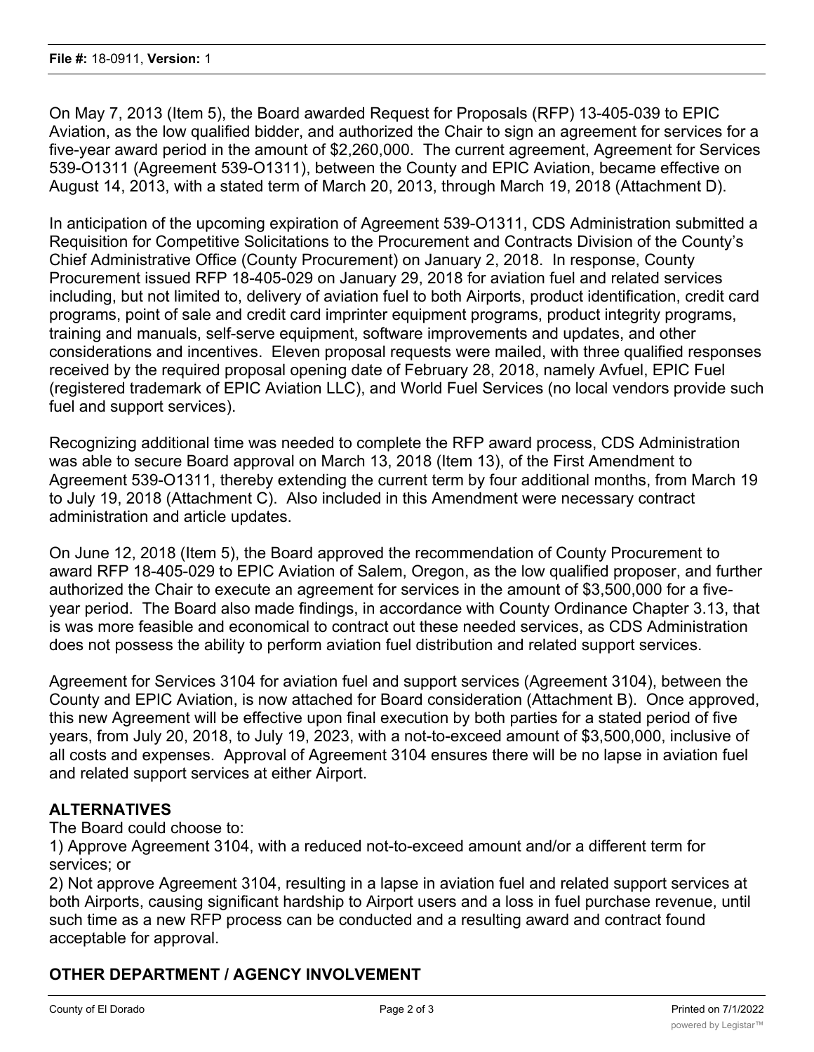On May 7, 2013 (Item 5), the Board awarded Request for Proposals (RFP) 13-405-039 to EPIC Aviation, as the low qualified bidder, and authorized the Chair to sign an agreement for services for a five-year award period in the amount of $2,260,000. The current agreement, Agreement for Services 539-O1311 (Agreement 539-O1311), between the County and EPIC Aviation, became effective on August 14, 2013, with a stated term of March 20, 2013, through March 19, 2018 (Attachment D).

In anticipation of the upcoming expiration of Agreement 539-O1311, CDS Administration submitted a Requisition for Competitive Solicitations to the Procurement and Contracts Division of the County's Chief Administrative Office (County Procurement) on January 2, 2018. In response, County Procurement issued RFP 18-405-029 on January 29, 2018 for aviation fuel and related services including, but not limited to, delivery of aviation fuel to both Airports, product identification, credit card programs, point of sale and credit card imprinter equipment programs, product integrity programs, training and manuals, self-serve equipment, software improvements and updates, and other considerations and incentives. Eleven proposal requests were mailed, with three qualified responses received by the required proposal opening date of February 28, 2018, namely Avfuel, EPIC Fuel (registered trademark of EPIC Aviation LLC), and World Fuel Services (no local vendors provide such fuel and support services).

Recognizing additional time was needed to complete the RFP award process, CDS Administration was able to secure Board approval on March 13, 2018 (Item 13), of the First Amendment to Agreement 539-O1311, thereby extending the current term by four additional months, from March 19 to July 19, 2018 (Attachment C). Also included in this Amendment were necessary contract administration and article updates.

On June 12, 2018 (Item 5), the Board approved the recommendation of County Procurement to award RFP 18-405-029 to EPIC Aviation of Salem, Oregon, as the low qualified proposer, and further authorized the Chair to execute an agreement for services in the amount of $3,500,000 for a five-year period. The Board also made findings, in accordance with County Ordinance Chapter 3.13, that is was more feasible and economical to contract out these needed services, as CDS Administration does not possess the ability to perform aviation fuel distribution and related support services.

Agreement for Services 3104 for aviation fuel and support services (Agreement 3104), between the County and EPIC Aviation, is now attached for Board consideration (Attachment B). Once approved, this new Agreement will be effective upon final execution by both parties for a stated period of five years, from July 20, 2018, to July 19, 2023, with a not-to-exceed amount of $3,500,000, inclusive of all costs and expenses. Approval of Agreement 3104 ensures there will be no lapse in aviation fuel and related support services at either Airport.

## ALTERNATIVES

The Board could choose to:

1) Approve Agreement 3104, with a reduced not-to-exceed amount and/or a different term for services; or
2) Not approve Agreement 3104, resulting in a lapse in aviation fuel and related support services at both Airports, causing significant hardship to Airport users and a loss in fuel purchase revenue, until such time as a new RFP process can be conducted and a resulting award and contract found acceptable for approval.

## OTHER DEPARTMENT / AGENCY INVOLVEMENT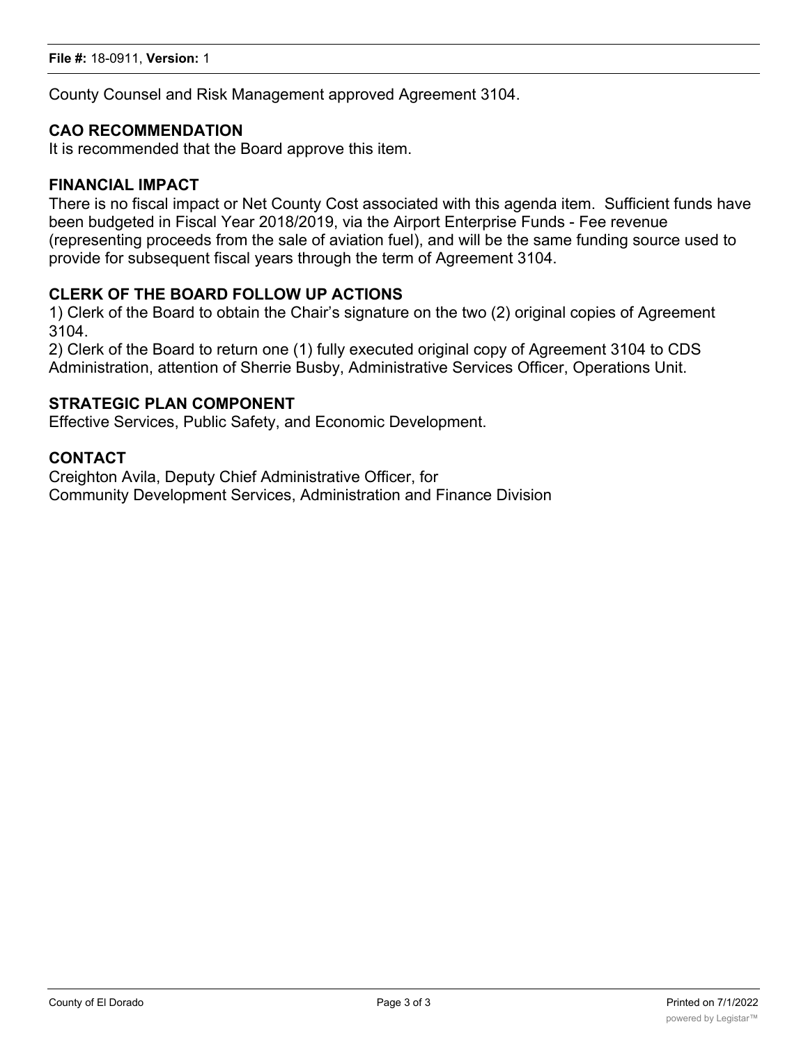County Counsel and Risk Management approved Agreement 3104.

## CAO RECOMMENDATION

It is recommended that the Board approve this item.

## FINANCIAL IMPACT

There is no fiscal impact or Net County Cost associated with this agenda item. Sufficient funds have been budgeted in Fiscal Year 2018/2019, via the Airport Enterprise Funds - Fee revenue (representing proceeds from the sale of aviation fuel), and will be the same funding source used to provide for subsequent fiscal years through the term of Agreement 3104.

## CLERK OF THE BOARD FOLLOW UP ACTIONS

1) Clerk of the Board to obtain the Chair's signature on the two (2) original copies of Agreement 3104.
2) Clerk of the Board to return one (1) fully executed original copy of Agreement 3104 to CDS Administration, attention of Sherrie Busby, Administrative Services Officer, Operations Unit.

## STRATEGIC PLAN COMPONENT

Effective Services, Public Safety, and Economic Development.

## CONTACT

Creighton Avila, Deputy Chief Administrative Officer, for
Community Development Services, Administration and Finance Division